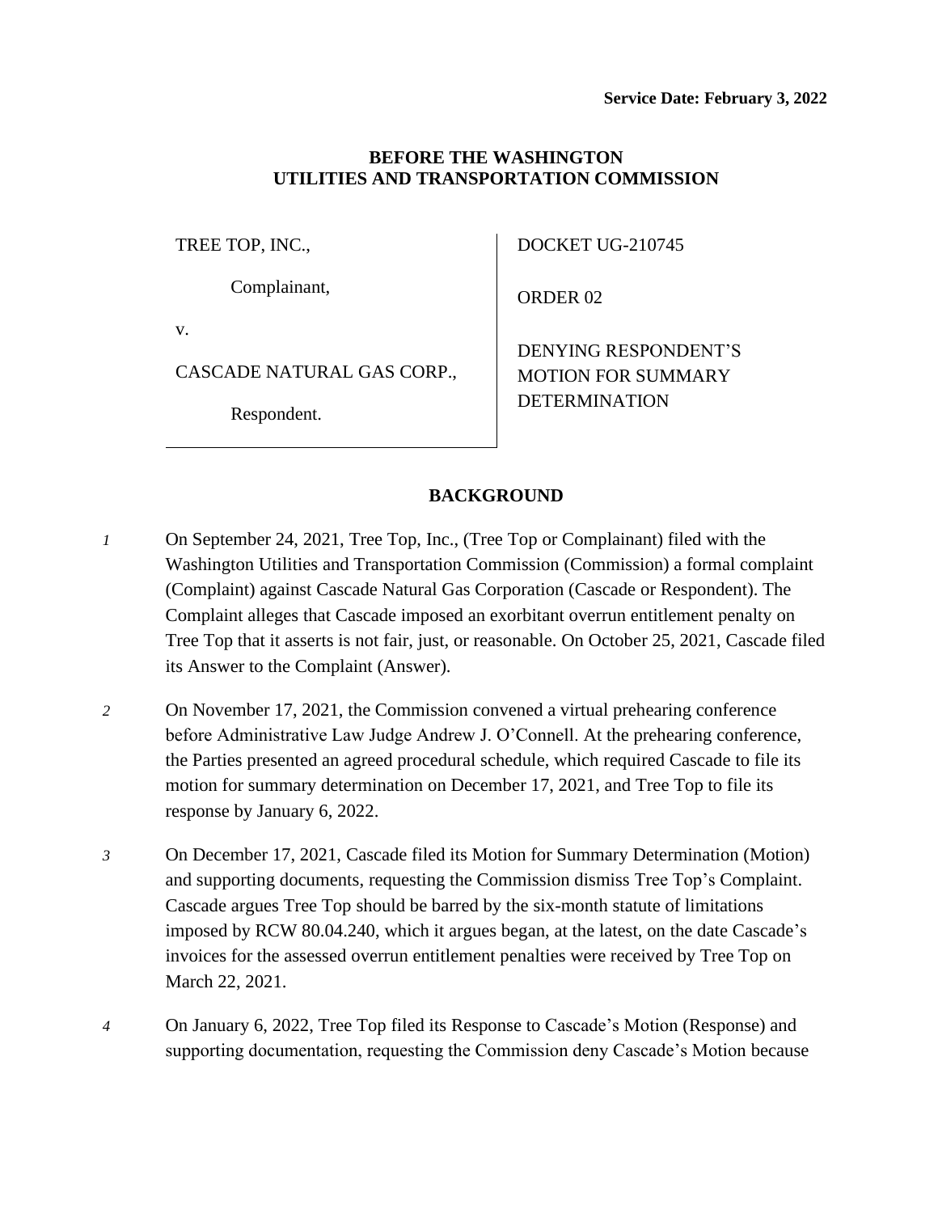**Service Date: February 3, 2022**

**BEFORE THE WASHINGTON UTILITIES AND TRANSPORTATION COMMISSION**

| | |
|---|---|
| TREE TOP, INC.,<br><br>Complainant,<br><br>v.<br><br>CASCADE NATURAL GAS CORP.,<br><br>Respondent. | DOCKET UG-210745<br><br>ORDER 02<br><br>DENYING RESPONDENT'S MOTION FOR SUMMARY DETERMINATION |

## BACKGROUND

*1* On September 24, 2021, Tree Top, Inc., (Tree Top or Complainant) filed with the Washington Utilities and Transportation Commission (Commission) a formal complaint (Complaint) against Cascade Natural Gas Corporation (Cascade or Respondent). The Complaint alleges that Cascade imposed an exorbitant overrun entitlement penalty on Tree Top that it asserts is not fair, just, or reasonable. On October 25, 2021, Cascade filed its Answer to the Complaint (Answer).

*2* On November 17, 2021, the Commission convened a virtual prehearing conference before Administrative Law Judge Andrew J. O'Connell. At the prehearing conference, the Parties presented an agreed procedural schedule, which required Cascade to file its motion for summary determination on December 17, 2021, and Tree Top to file its response by January 6, 2022.

*3* On December 17, 2021, Cascade filed its Motion for Summary Determination (Motion) and supporting documents, requesting the Commission dismiss Tree Top's Complaint. Cascade argues Tree Top should be barred by the six-month statute of limitations imposed by RCW 80.04.240, which it argues began, at the latest, on the date Cascade's invoices for the assessed overrun entitlement penalties were received by Tree Top on March 22, 2021.

*4* On January 6, 2022, Tree Top filed its Response to Cascade's Motion (Response) and supporting documentation, requesting the Commission deny Cascade's Motion because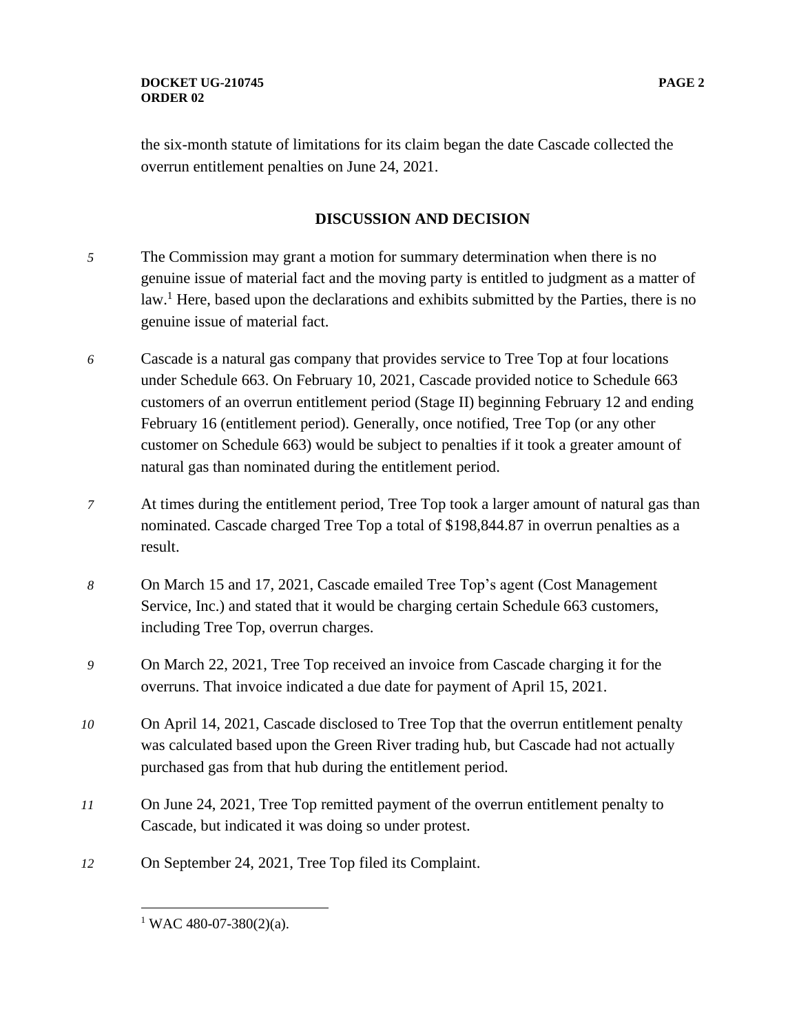the six-month statute of limitations for its claim began the date Cascade collected the overrun entitlement penalties on June 24, 2021.

## DISCUSSION AND DECISION

*5* The Commission may grant a motion for summary determination when there is no genuine issue of material fact and the moving party is entitled to judgment as a matter of law.[1] Here, based upon the declarations and exhibits submitted by the Parties, there is no genuine issue of material fact.

*6* Cascade is a natural gas company that provides service to Tree Top at four locations under Schedule 663. On February 10, 2021, Cascade provided notice to Schedule 663 customers of an overrun entitlement period (Stage II) beginning February 12 and ending February 16 (entitlement period). Generally, once notified, Tree Top (or any other customer on Schedule 663) would be subject to penalties if it took a greater amount of natural gas than nominated during the entitlement period.

*7* At times during the entitlement period, Tree Top took a larger amount of natural gas than nominated. Cascade charged Tree Top a total of $198,844.87 in overrun penalties as a result.

*8* On March 15 and 17, 2021, Cascade emailed Tree Top's agent (Cost Management Service, Inc.) and stated that it would be charging certain Schedule 663 customers, including Tree Top, overrun charges.

*9* On March 22, 2021, Tree Top received an invoice from Cascade charging it for the overruns. That invoice indicated a due date for payment of April 15, 2021.

*10* On April 14, 2021, Cascade disclosed to Tree Top that the overrun entitlement penalty was calculated based upon the Green River trading hub, but Cascade had not actually purchased gas from that hub during the entitlement period.

*11* On June 24, 2021, Tree Top remitted payment of the overrun entitlement penalty to Cascade, but indicated it was doing so under protest.

*12* On September 24, 2021, Tree Top filed its Complaint.

---

[1] WAC 480-07-380(2)(a).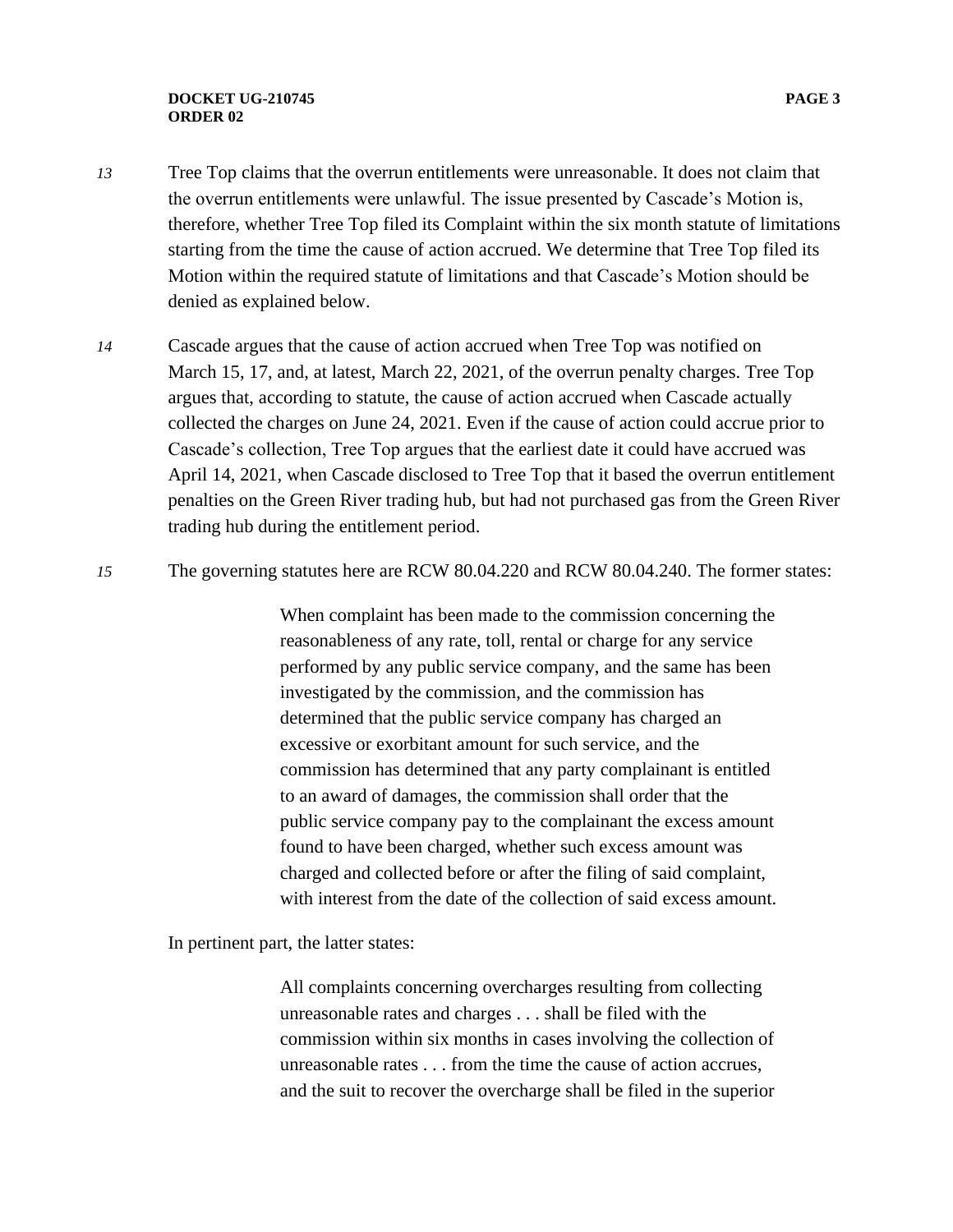*13* Tree Top claims that the overrun entitlements were unreasonable. It does not claim that the overrun entitlements were unlawful. The issue presented by Cascade's Motion is, therefore, whether Tree Top filed its Complaint within the six month statute of limitations starting from the time the cause of action accrued. We determine that Tree Top filed its Motion within the required statute of limitations and that Cascade's Motion should be denied as explained below.

*14* Cascade argues that the cause of action accrued when Tree Top was notified on March 15, 17, and, at latest, March 22, 2021, of the overrun penalty charges. Tree Top argues that, according to statute, the cause of action accrued when Cascade actually collected the charges on June 24, 2021. Even if the cause of action could accrue prior to Cascade's collection, Tree Top argues that the earliest date it could have accrued was April 14, 2021, when Cascade disclosed to Tree Top that it based the overrun entitlement penalties on the Green River trading hub, but had not purchased gas from the Green River trading hub during the entitlement period.

*15* The governing statutes here are RCW 80.04.220 and RCW 80.04.240. The former states:

> When complaint has been made to the commission concerning the reasonableness of any rate, toll, rental or charge for any service performed by any public service company, and the same has been investigated by the commission, and the commission has determined that the public service company has charged an excessive or exorbitant amount for such service, and the commission has determined that any party complainant is entitled to an award of damages, the commission shall order that the public service company pay to the complainant the excess amount found to have been charged, whether such excess amount was charged and collected before or after the filing of said complaint, with interest from the date of the collection of said excess amount.

In pertinent part, the latter states:

> All complaints concerning overcharges resulting from collecting unreasonable rates and charges . . . shall be filed with the commission within six months in cases involving the collection of unreasonable rates . . . from the time the cause of action accrues, and the suit to recover the overcharge shall be filed in the superior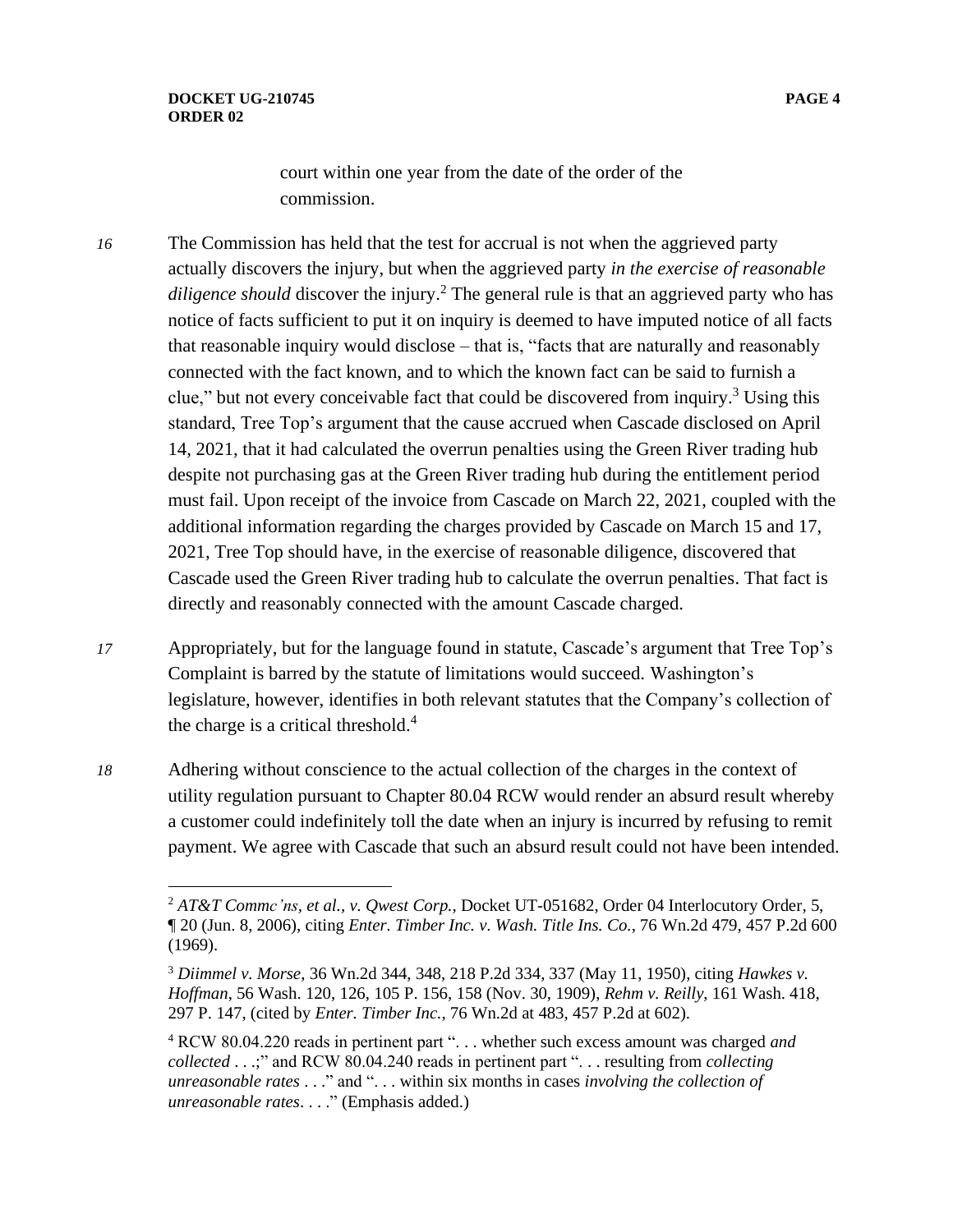court within one year from the date of the order of the commission.

*16* The Commission has held that the test for accrual is not when the aggrieved party actually discovers the injury, but when the aggrieved party *in the exercise of reasonable diligence should* discover the injury.[2] The general rule is that an aggrieved party who has notice of facts sufficient to put it on inquiry is deemed to have imputed notice of all facts that reasonable inquiry would disclose – that is, "facts that are naturally and reasonably connected with the fact known, and to which the known fact can be said to furnish a clue," but not every conceivable fact that could be discovered from inquiry.[3] Using this standard, Tree Top's argument that the cause accrued when Cascade disclosed on April 14, 2021, that it had calculated the overrun penalties using the Green River trading hub despite not purchasing gas at the Green River trading hub during the entitlement period must fail. Upon receipt of the invoice from Cascade on March 22, 2021, coupled with the additional information regarding the charges provided by Cascade on March 15 and 17, 2021, Tree Top should have, in the exercise of reasonable diligence, discovered that Cascade used the Green River trading hub to calculate the overrun penalties. That fact is directly and reasonably connected with the amount Cascade charged.

*17* Appropriately, but for the language found in statute, Cascade's argument that Tree Top's Complaint is barred by the statute of limitations would succeed. Washington's legislature, however, identifies in both relevant statutes that the Company's collection of the charge is a critical threshold.[4]

*18* Adhering without conscience to the actual collection of the charges in the context of utility regulation pursuant to Chapter 80.04 RCW would render an absurd result whereby a customer could indefinitely toll the date when an injury is incurred by refusing to remit payment. We agree with Cascade that such an absurd result could not have been intended.

---

[2] *AT&T Commc'ns, et al., v. Qwest Corp.*, Docket UT-051682, Order 04 Interlocutory Order, 5, ¶ 20 (Jun. 8, 2006), citing *Enter. Timber Inc. v. Wash. Title Ins. Co.*, 76 Wn.2d 479, 457 P.2d 600 (1969).

[3] *Diimmel v. Morse*, 36 Wn.2d 344, 348, 218 P.2d 334, 337 (May 11, 1950), citing *Hawkes v. Hoffman*, 56 Wash. 120, 126, 105 P. 156, 158 (Nov. 30, 1909), *Rehm v. Reilly*, 161 Wash. 418, 297 P. 147, (cited by *Enter. Timber Inc.*, 76 Wn.2d at 483, 457 P.2d at 602).

[4] RCW 80.04.220 reads in pertinent part ". . . whether such excess amount was charged *and collected* . . .;" and RCW 80.04.240 reads in pertinent part ". . . resulting from *collecting unreasonable rates* . . ." and ". . . within six months in cases *involving the collection of unreasonable rates*. . . ." (Emphasis added.)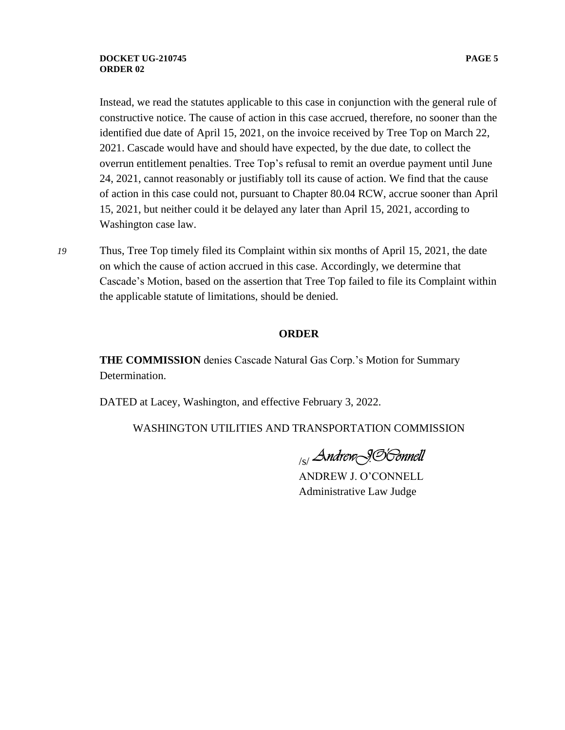Instead, we read the statutes applicable to this case in conjunction with the general rule of constructive notice. The cause of action in this case accrued, therefore, no sooner than the identified due date of April 15, 2021, on the invoice received by Tree Top on March 22, 2021. Cascade would have and should have expected, by the due date, to collect the overrun entitlement penalties. Tree Top's refusal to remit an overdue payment until June 24, 2021, cannot reasonably or justifiably toll its cause of action. We find that the cause of action in this case could not, pursuant to Chapter 80.04 RCW, accrue sooner than April 15, 2021, but neither could it be delayed any later than April 15, 2021, according to Washington case law.

*19* Thus, Tree Top timely filed its Complaint within six months of April 15, 2021, the date on which the cause of action accrued in this case. Accordingly, we determine that Cascade's Motion, based on the assertion that Tree Top failed to file its Complaint within the applicable statute of limitations, should be denied.

## ORDER

**THE COMMISSION** denies Cascade Natural Gas Corp.'s Motion for Summary Determination.

DATED at Lacey, Washington, and effective February 3, 2022.

WASHINGTON UTILITIES AND TRANSPORTATION COMMISSION

/s/ *Andrew J. O'Connell*

ANDREW J. O'CONNELL
Administrative Law Judge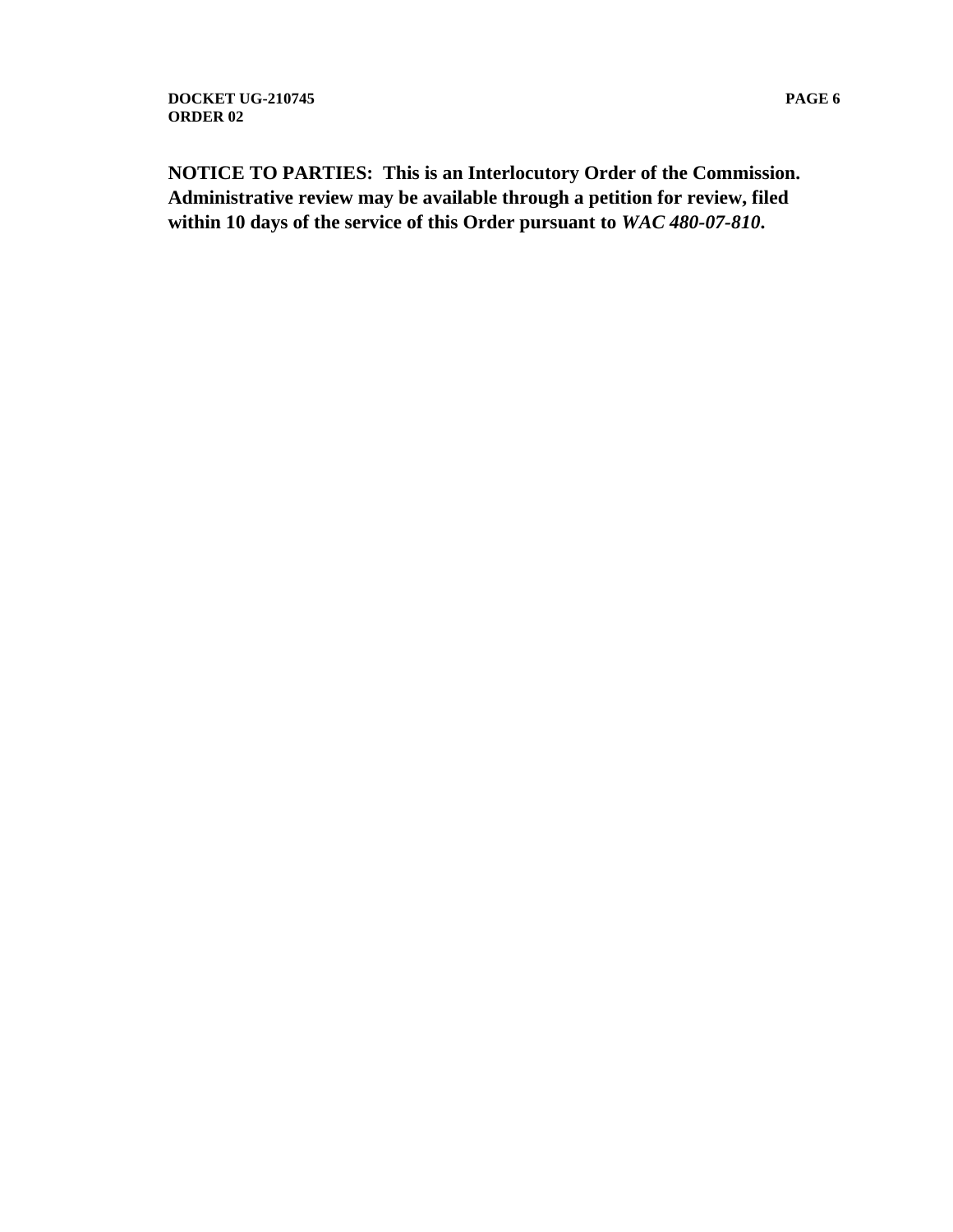**NOTICE TO PARTIES: This is an Interlocutory Order of the Commission. Administrative review may be available through a petition for review, filed within 10 days of the service of this Order pursuant to *WAC 480-07-810*.**